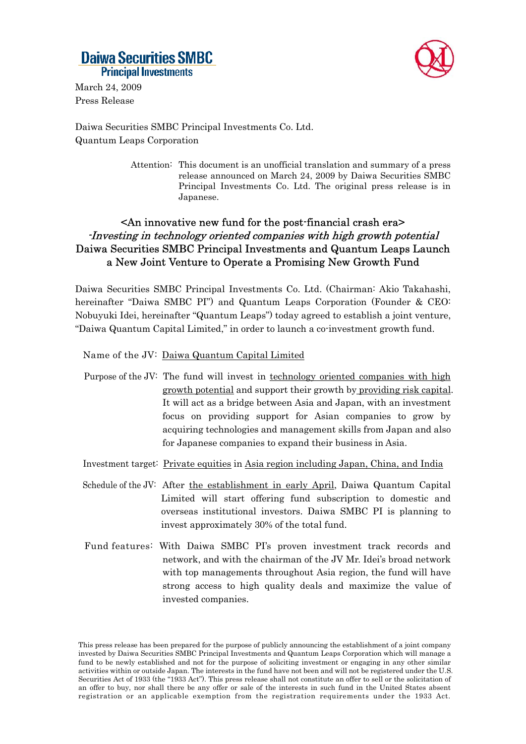**Daiwa Securities SMBC**
**Principal Investments**

March 24, 2009
Press Release

Daiwa Securities SMBC Principal Investments Co. Ltd.
Quantum Leaps Corporation

> Attention: This document is an unofficial translation and summary of a press release announced on March 24, 2009 by Daiwa Securities SMBC Principal Investments Co. Ltd. The original press release is in Japanese.

## <An innovative new fund for the post-financial crash era>
## *-Investing in technology oriented companies with high growth potential*
## Daiwa Securities SMBC Principal Investments and Quantum Leaps Launch a New Joint Venture to Operate a Promising New Growth Fund

Daiwa Securities SMBC Principal Investments Co. Ltd. (Chairman: Akio Takahashi, hereinafter "Daiwa SMBC PI") and Quantum Leaps Corporation (Founder & CEO: Nobuyuki Idei, hereinafter "Quantum Leaps") today agreed to establish a joint venture, "Daiwa Quantum Capital Limited," in order to launch a co-investment growth fund.

Name of the JV: Daiwa Quantum Capital Limited

Purpose of the JV: The fund will invest in technology oriented companies with high growth potential and support their growth by providing risk capital. It will act as a bridge between Asia and Japan, with an investment focus on providing support for Asian companies to grow by acquiring technologies and management skills from Japan and also for Japanese companies to expand their business in Asia.

Investment target: Private equities in Asia region including Japan, China, and India

Schedule of the JV: After the establishment in early April, Daiwa Quantum Capital Limited will start offering fund subscription to domestic and overseas institutional investors. Daiwa SMBC PI is planning to invest approximately 30% of the total fund.

Fund features: With Daiwa SMBC PI's proven investment track records and network, and with the chairman of the JV Mr. Idei's broad network with top managements throughout Asia region, the fund will have strong access to high quality deals and maximize the value of invested companies.

This press release has been prepared for the purpose of publicly announcing the establishment of a joint company invested by Daiwa Securities SMBC Principal Investments and Quantum Leaps Corporation which will manage a fund to be newly established and not for the purpose of soliciting investment or engaging in any other similar activities within or outside Japan. The interests in the fund have not been and will not be registered under the U.S. Securities Act of 1933 (the "1933 Act"). This press release shall not constitute an offer to sell or the solicitation of an offer to buy, nor shall there be any offer or sale of the interests in such fund in the United States absent registration or an applicable exemption from the registration requirements under the 1933 Act.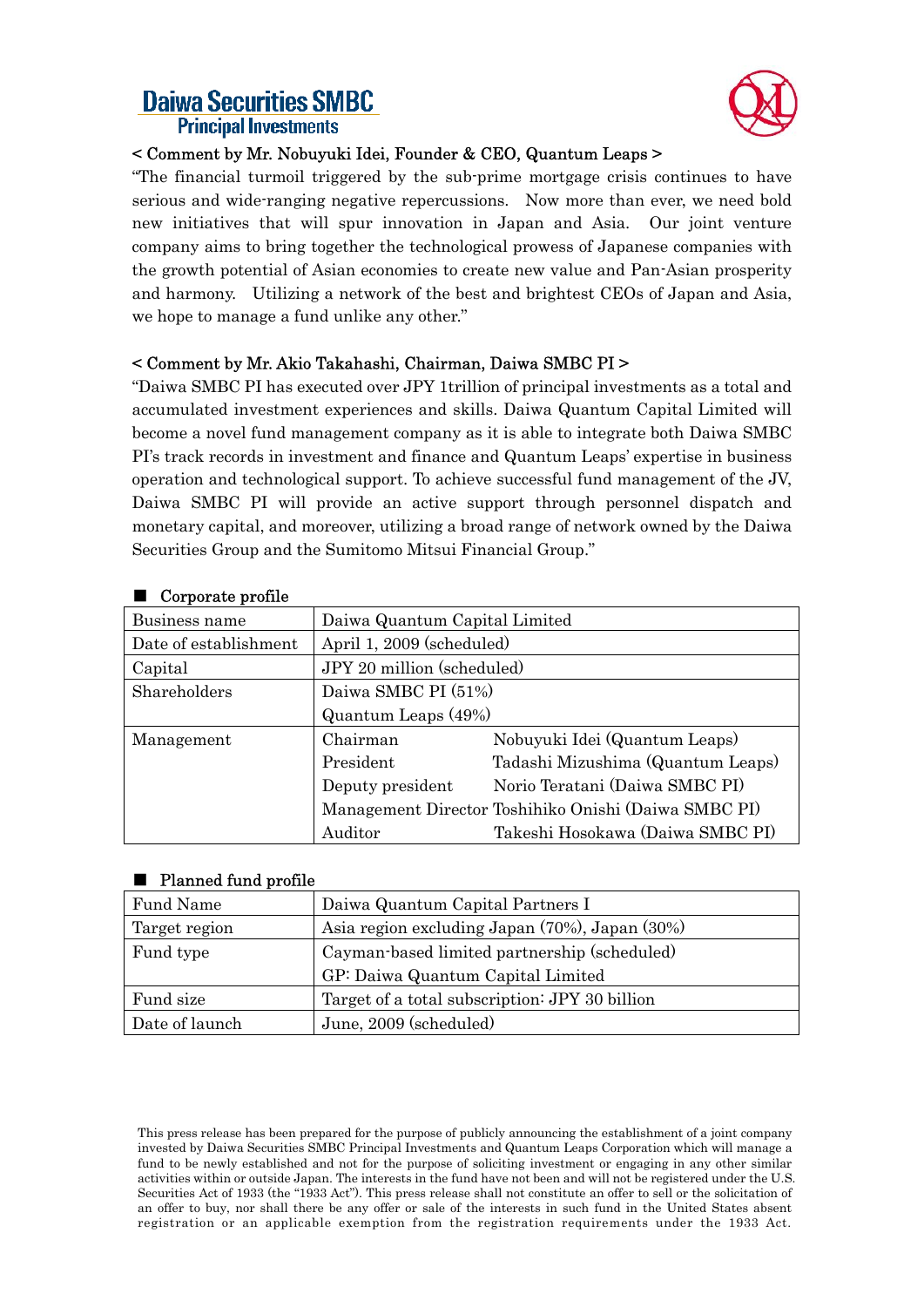**Daiwa Securities SMBC**
**Principal Investments**

**< Comment by Mr. Nobuyuki Idei, Founder & CEO, Quantum Leaps >**

"The financial turmoil triggered by the sub-prime mortgage crisis continues to have serious and wide-ranging negative repercussions. Now more than ever, we need bold new initiatives that will spur innovation in Japan and Asia. Our joint venture company aims to bring together the technological prowess of Japanese companies with the growth potential of Asian economies to create new value and Pan-Asian prosperity and harmony. Utilizing a network of the best and brightest CEOs of Japan and Asia, we hope to manage a fund unlike any other."

**< Comment by Mr. Akio Takahashi, Chairman, Daiwa SMBC PI >**

"Daiwa SMBC PI has executed over JPY 1trillion of principal investments as a total and accumulated investment experiences and skills. Daiwa Quantum Capital Limited will become a novel fund management company as it is able to integrate both Daiwa SMBC PI's track records in investment and finance and Quantum Leaps' expertise in business operation and technological support. To achieve successful fund management of the JV, Daiwa SMBC PI will provide an active support through personnel dispatch and monetary capital, and moreover, utilizing a broad range of network owned by the Daiwa Securities Group and the Sumitomo Mitsui Financial Group."

■ Corporate profile

| | | |
|---|---|---|
| Business name | Daiwa Quantum Capital Limited | |
| Date of establishment | April 1, 2009 (scheduled) | |
| Capital | JPY 20 million (scheduled) | |
| Shareholders | Daiwa SMBC PI (51%) | |
| | Quantum Leaps (49%) | |
| Management | Chairman | Nobuyuki Idei (Quantum Leaps) |
| | President | Tadashi Mizushima (Quantum Leaps) |
| | Deputy president | Norio Teratani (Daiwa SMBC PI) |
| | Management Director | Toshihiko Onishi (Daiwa SMBC PI) |
| | Auditor | Takeshi Hosokawa (Daiwa SMBC PI) |

■ Planned fund profile

| | |
|---|---|
| Fund Name | Daiwa Quantum Capital Partners I |
| Target region | Asia region excluding Japan (70%), Japan (30%) |
| Fund type | Cayman-based limited partnership (scheduled) |
| | GP: Daiwa Quantum Capital Limited |
| Fund size | Target of a total subscription: JPY 30 billion |
| Date of launch | June, 2009 (scheduled) |

This press release has been prepared for the purpose of publicly announcing the establishment of a joint company invested by Daiwa Securities SMBC Principal Investments and Quantum Leaps Corporation which will manage a fund to be newly established and not for the purpose of soliciting investment or engaging in any other similar activities within or outside Japan. The interests in the fund have not been and will not be registered under the U.S. Securities Act of 1933 (the "1933 Act"). This press release shall not constitute an offer to sell or the solicitation of an offer to buy, nor shall there be any offer or sale of the interests in such fund in the United States absent registration or an applicable exemption from the registration requirements under the 1933 Act.